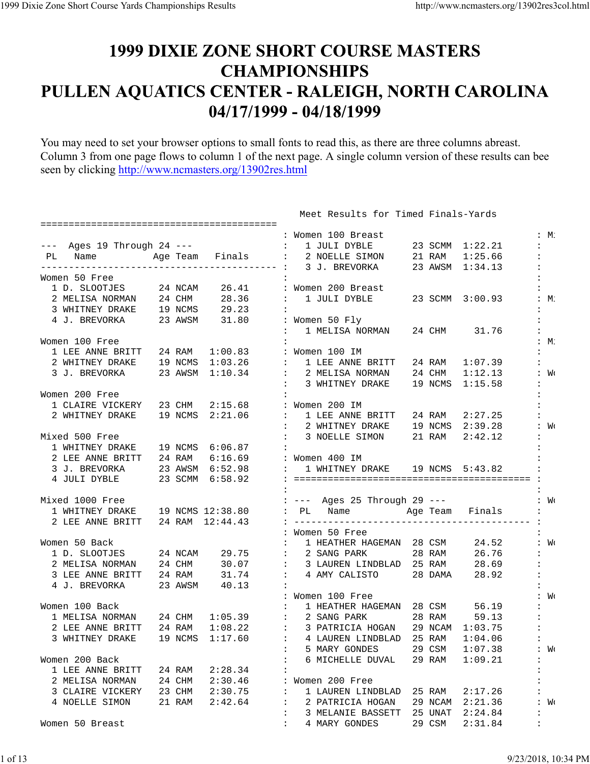# 1999 DIXIE ZONE SHORT COURSE MASTERS CHAMPIONSHIPS
# PULLEN AQUATICS CENTER - RALEIGH, NORTH CAROLINA
# 04/17/1999 - 04/18/1999

You may need to set your browser options to small fonts to read this, as there are three columns abreast. Column 3 from one page flows to column 1 of the next page. A single column version of these results can bee seen by clicking http://www.ncmasters.org/13902res.html

Meet Results for Timed Finals-Yards

```
=========================================
--- Ages 19 Through 24 ---
 PL   Name            Age Team   Finals
-----------------------------------------
Women 50 Free
  1 D. SLOOTJES      24 NCAM    26.41
  2 MELISA NORMAN    24 CHM     28.36
  3 WHITNEY DRAKE    19 NCMS    29.23
  4 J. BREVORKA      23 AWSM    31.80

Women 100 Free
  1 LEE ANNE BRITT   24 RAM   1:00.83
  2 WHITNEY DRAKE    19 NCMS  1:03.26
  3 J. BREVORKA      23 AWSM  1:10.34

Women 200 Free
  1 CLAIRE VICKERY   23 CHM   2:15.68
  2 WHITNEY DRAKE    19 NCMS  2:21.06

Mixed 500 Free
  1 WHITNEY DRAKE    19 NCMS  6:06.87
  2 LEE ANNE BRITT   24 RAM   6:16.69
  3 J. BREVORKA      23 AWSM  6:52.98
  4 JULI DYBLE       23 SCMM  6:58.92

Mixed 1000 Free
  1 WHITNEY DRAKE    19 NCMS 12:38.80
  2 LEE ANNE BRITT   24 RAM  12:44.43

Women 50 Back
  1 D. SLOOTJES      24 NCAM    29.75
  2 MELISA NORMAN    24 CHM     30.07
  3 LEE ANNE BRITT   24 RAM     31.74
  4 J. BREVORKA      23 AWSM    40.13

Women 100 Back
  1 MELISA NORMAN    24 CHM   1:05.39
  2 LEE ANNE BRITT   24 RAM   1:08.22
  3 WHITNEY DRAKE    19 NCMS  1:17.60

Women 200 Back
  1 LEE ANNE BRITT   24 RAM   2:28.34
  2 MELISA NORMAN    24 CHM   2:30.46
  3 CLAIRE VICKERY   23 CHM   2:30.75
  4 NOELLE SIMON     21 RAM   2:42.64

Women 50 Breast

Women 100 Breast
  1 JULI DYBLE       23 SCMM  1:22.21
  2 NOELLE SIMON     21 RAM   1:25.66
  3 J. BREVORKA      23 AWSM  1:34.13

Women 200 Breast
  1 JULI DYBLE       23 SCMM  3:00.93

Women 50 Fly
  1 MELISA NORMAN    24 CHM     31.76

Women 100 IM
  1 LEE ANNE BRITT   24 RAM   1:07.39
  2 MELISA NORMAN    24 CHM   1:12.13
  3 WHITNEY DRAKE    19 NCMS  1:15.58

Women 200 IM
  1 LEE ANNE BRITT   24 RAM   2:27.25
  2 WHITNEY DRAKE    19 NCMS  2:39.28
  3 NOELLE SIMON     21 RAM   2:42.12

Women 400 IM
  1 WHITNEY DRAKE    19 NCMS  5:43.82
=========================================

--- Ages 25 Through 29 ---
 PL   Name            Age Team   Finals
-----------------------------------------
Women 50 Free
  1 HEATHER HAGEMAN  28 CSM     24.52
  2 SANG PARK        28 RAM     26.76
  3 LAUREN LINDBLAD  25 RAM     28.69
  4 AMY CALISTO      28 DAMA    28.92

Women 100 Free
  1 HEATHER HAGEMAN  28 CSM     56.19
  2 SANG PARK        28 RAM     59.13
  3 PATRICIA HOGAN   29 NCAM  1:03.75
  4 LAUREN LINDBLAD  25 RAM   1:04.06
  5 MARY GONDES      29 CSM   1:07.38
  6 MICHELLE DUVAL   29 RAM   1:09.21

Women 200 Free
  1 LAUREN LINDBLAD  25 RAM   2:17.26
  2 PATRICIA HOGAN   29 NCAM  2:21.36
  3 MELANIE BASSETT  25 UNAT  2:24.84
  4 MARY GONDES      29 CSM   2:31.84
```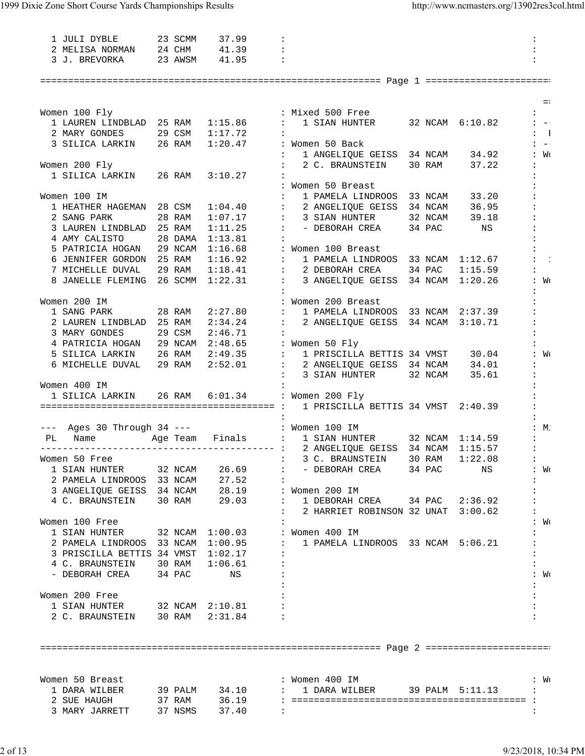```
  1 JULI DYBLE       23 SCMM    37.99
  2 MELISA NORMAN    24 CHM     41.39
  3 J. BREVORKA      23 AWSM    41.95
```

```
Women 100 Fly
  1 LAUREN LINDBLAD  25 RAM   1:15.86
  2 MARY GONDES      29 CSM   1:17.72
  3 SILICA LARKIN    26 RAM   1:20.47

Women 200 Fly
  1 SILICA LARKIN    26 RAM   3:10.27

Women 100 IM
  1 HEATHER HAGEMAN  28 CSM   1:04.40
  2 SANG PARK        28 RAM   1:07.17
  3 LAUREN LINDBLAD  25 RAM   1:11.25
  4 AMY CALISTO      28 DAMA  1:13.81
  5 PATRICIA HOGAN   29 NCAM  1:16.68
  6 JENNIFER GORDON  25 RAM   1:16.92
  7 MICHELLE DUVAL   29 RAM   1:18.41
  8 JANELLE FLEMING  26 SCMM  1:22.31

Women 200 IM
  1 SANG PARK        28 RAM   2:27.80
  2 LAUREN LINDBLAD  25 RAM   2:34.24
  3 MARY GONDES      29 CSM   2:46.71
  4 PATRICIA HOGAN   29 NCAM  2:48.65
  5 SILICA LARKIN    26 RAM   2:49.35
  6 MICHELLE DUVAL   29 RAM   2:52.01

Women 400 IM
  1 SILICA LARKIN    26 RAM   6:01.34
=========================================

--- Ages 30 Through 34 ---
 PL   Name          Age Team   Finals
-----------------------------------------
Women 50 Free
  1 SIAN HUNTER      32 NCAM    26.69
  2 PAMELA LINDROOS  33 NCAM    27.52
  3 ANGELIQUE GEISS  34 NCAM    28.19
  4 C. BRAUNSTEIN    30 RAM     29.03

Women 100 Free
  1 SIAN HUNTER      32 NCAM  1:00.03
  2 PAMELA LINDROOS  33 NCAM  1:00.95
  3 PRISCILLA BETTIS 34 VMST  1:02.17
  4 C. BRAUNSTEIN    30 RAM   1:06.61
  - DEBORAH CREA     34 PAC       NS

Women 200 Free
  1 SIAN HUNTER      32 NCAM  2:10.81
  2 C. BRAUNSTEIN    30 RAM   2:31.84

Mixed 500 Free
  1 SIAN HUNTER      32 NCAM  6:10.82

Women 50 Back
  1 ANGELIQUE GEISS  34 NCAM    34.92
  2 C. BRAUNSTEIN    30 RAM     37.22

Women 50 Breast
  1 PAMELA LINDROOS  33 NCAM    33.20
  2 ANGELIQUE GEISS  34 NCAM    36.95
  3 SIAN HUNTER      32 NCAM    39.18
  - DEBORAH CREA     34 PAC       NS

Women 100 Breast
  1 PAMELA LINDROOS  33 NCAM  1:12.67
  2 DEBORAH CREA     34 PAC   1:15.59
  3 ANGELIQUE GEISS  34 NCAM  1:20.26

Women 200 Breast
  1 PAMELA LINDROOS  33 NCAM  2:37.39
  2 ANGELIQUE GEISS  34 NCAM  3:10.71

Women 50 Fly
  1 PRISCILLA BETTIS 34 VMST    30.04
  2 ANGELIQUE GEISS  34 NCAM    34.01
  3 SIAN HUNTER      32 NCAM    35.61

Women 200 Fly
  1 PRISCILLA BETTIS 34 VMST  2:40.39

Women 100 IM
  1 SIAN HUNTER      32 NCAM  1:14.59
  2 ANGELIQUE GEISS  34 NCAM  1:15.57
  3 C. BRAUNSTEIN    30 RAM   1:22.08
  - DEBORAH CREA     34 PAC       NS

Women 200 IM
  1 DEBORAH CREA     34 PAC   2:36.92
  2 HARRIET ROBINSON 32 UNAT  3:00.62

Women 400 IM
  1 PAMELA LINDROOS  33 NCAM  5:06.21
```

```
Women 50 Breast
  1 DARA WILBER      39 PALM    34.10
  2 SUE HAUGH        37 RAM     36.19
  3 MARY JARRETT     37 NSMS    37.40

Women 400 IM
  1 DARA WILBER      39 PALM  5:11.13
=========================================
```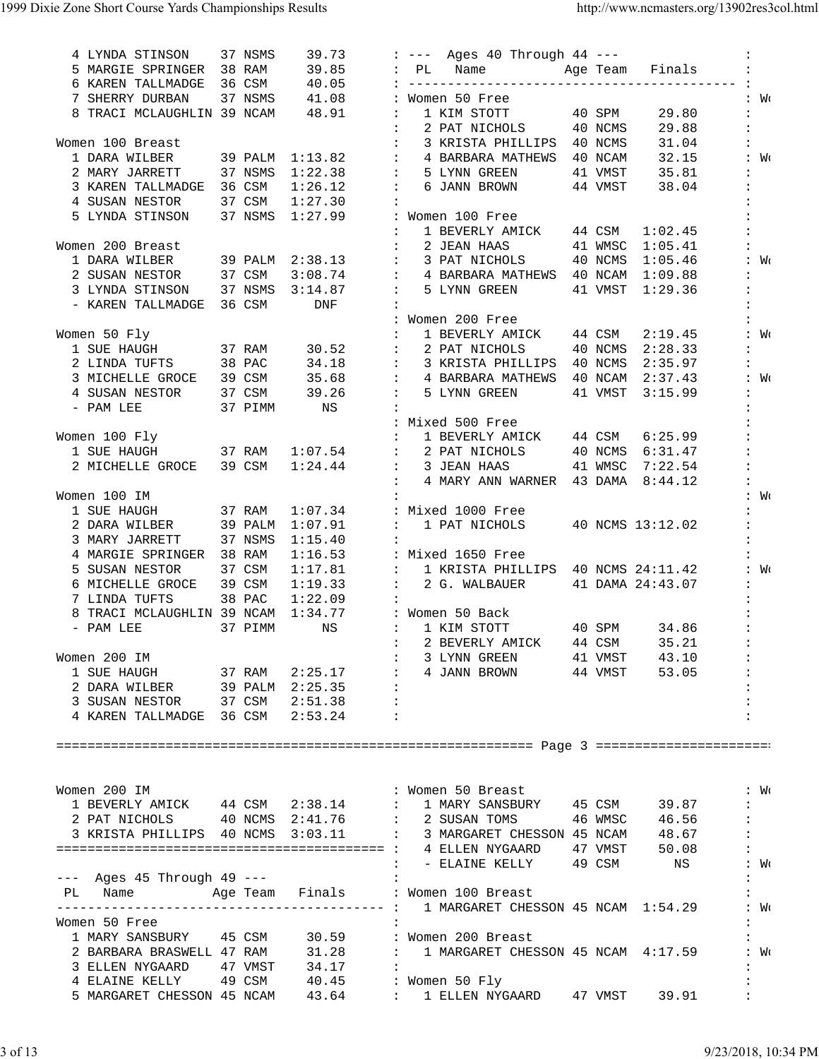```
  4 LYNDA STINSON    37 NSMS    39.73
  5 MARGIE SPRINGER  38 RAM     39.85
  6 KAREN TALLMADGE  36 CSM     40.05
  7 SHERRY DURBAN    37 NSMS    41.08
  8 TRACI MCLAUGHLIN 39 NCAM    48.91

Women 100 Breast
  1 DARA WILBER      39 PALM  1:13.82
  2 MARY JARRETT     37 NSMS  1:22.38
  3 KAREN TALLMADGE  36 CSM   1:26.12
  4 SUSAN NESTOR     37 CSM   1:27.30
  5 LYNDA STINSON    37 NSMS  1:27.99

Women 200 Breast
  1 DARA WILBER      39 PALM  2:38.13
  2 SUSAN NESTOR     37 CSM   3:08.74
  3 LYNDA STINSON    37 NSMS  3:14.87
  - KAREN TALLMADGE  36 CSM      DNF

Women 50 Fly
  1 SUE HAUGH        37 RAM     30.52
  2 LINDA TUFTS      38 PAC     34.18
  3 MICHELLE GROCE   39 CSM     35.68
  4 SUSAN NESTOR     37 CSM     39.26
  - PAM LEE          37 PIMM      NS

Women 100 Fly
  1 SUE HAUGH        37 RAM   1:07.54
  2 MICHELLE GROCE   39 CSM   1:24.44

Women 100 IM
  1 SUE HAUGH        37 RAM   1:07.34
  2 DARA WILBER      39 PALM  1:07.91
  3 MARY JARRETT     37 NSMS  1:15.40
  4 MARGIE SPRINGER  38 RAM   1:16.53
  5 SUSAN NESTOR     37 CSM   1:17.81
  6 MICHELLE GROCE   39 CSM   1:19.33
  7 LINDA TUFTS      38 PAC   1:22.09
  8 TRACI MCLAUGHLIN 39 NCAM  1:34.77
  - PAM LEE          37 PIMM      NS

Women 200 IM
  1 SUE HAUGH        37 RAM   2:25.17
  2 DARA WILBER      39 PALM  2:25.35
  3 SUSAN NESTOR     37 CSM   2:51.38
  4 KAREN TALLMADGE  36 CSM   2:53.24

--- Ages 40 Through 44 ---
 PL   Name          Age Team   Finals
-----------------------------------------
Women 50 Free
  1 KIM STOTT        40 SPM     29.80
  2 PAT NICHOLS      40 NCMS    29.88
  3 KRISTA PHILLIPS  40 NCMS    31.04
  4 BARBARA MATHEWS  40 NCAM    32.15
  5 LYNN GREEN       41 VMST    35.81
  6 JANN BROWN       44 VMST    38.04

Women 100 Free
  1 BEVERLY AMICK    44 CSM   1:02.45
  2 JEAN HAAS        41 WMSC  1:05.41
  3 PAT NICHOLS      40 NCMS  1:05.46
  4 BARBARA MATHEWS  40 NCAM  1:09.88
  5 LYNN GREEN       41 VMST  1:29.36

Women 200 Free
  1 BEVERLY AMICK    44 CSM   2:19.45
  2 PAT NICHOLS      40 NCMS  2:28.33
  3 KRISTA PHILLIPS  40 NCMS  2:35.97
  4 BARBARA MATHEWS  40 NCAM  2:37.43
  5 LYNN GREEN       41 VMST  3:15.99

Mixed 500 Free
  1 BEVERLY AMICK    44 CSM   6:25.99
  2 PAT NICHOLS      40 NCMS  6:31.47
  3 JEAN HAAS        41 WMSC  7:22.54
  4 MARY ANN WARNER  43 DAMA  8:44.12

Mixed 1000 Free
  1 PAT NICHOLS      40 NCMS 13:12.02

Mixed 1650 Free
  1 KRISTA PHILLIPS  40 NCMS 24:11.42
  2 G. WALBAUER      41 DAMA 24:43.07

Women 50 Back
  1 KIM STOTT        40 SPM     34.86
  2 BEVERLY AMICK    44 CSM     35.21
  3 LYNN GREEN       41 VMST    43.10
  4 JANN BROWN       44 VMST    53.05

Women 200 IM
  1 BEVERLY AMICK    44 CSM   2:38.14
  2 PAT NICHOLS      40 NCMS  2:41.76
  3 KRISTA PHILLIPS  40 NCMS  3:03.11
=========================================

--- Ages 45 Through 49 ---
 PL   Name          Age Team   Finals
-----------------------------------------
Women 50 Free
  1 MARY SANSBURY    45 CSM     30.59
  2 BARBARA BRASWELL 47 RAM     31.28
  3 ELLEN NYGAARD    47 VMST    34.17
  4 ELAINE KELLY     49 CSM     40.45
  5 MARGARET CHESSON 45 NCAM    43.64

Women 50 Breast
  1 MARY SANSBURY    45 CSM     39.87
  2 SUSAN TOMS       46 WMSC    46.56
  3 MARGARET CHESSON 45 NCAM    48.67
  4 ELLEN NYGAARD    47 VMST    50.08
  - ELAINE KELLY     49 CSM       NS

Women 100 Breast
  1 MARGARET CHESSON 45 NCAM  1:54.29

Women 200 Breast
  1 MARGARET CHESSON 45 NCAM  4:17.59

Women 50 Fly
  1 ELLEN NYGAARD    47 VMST    39.91
```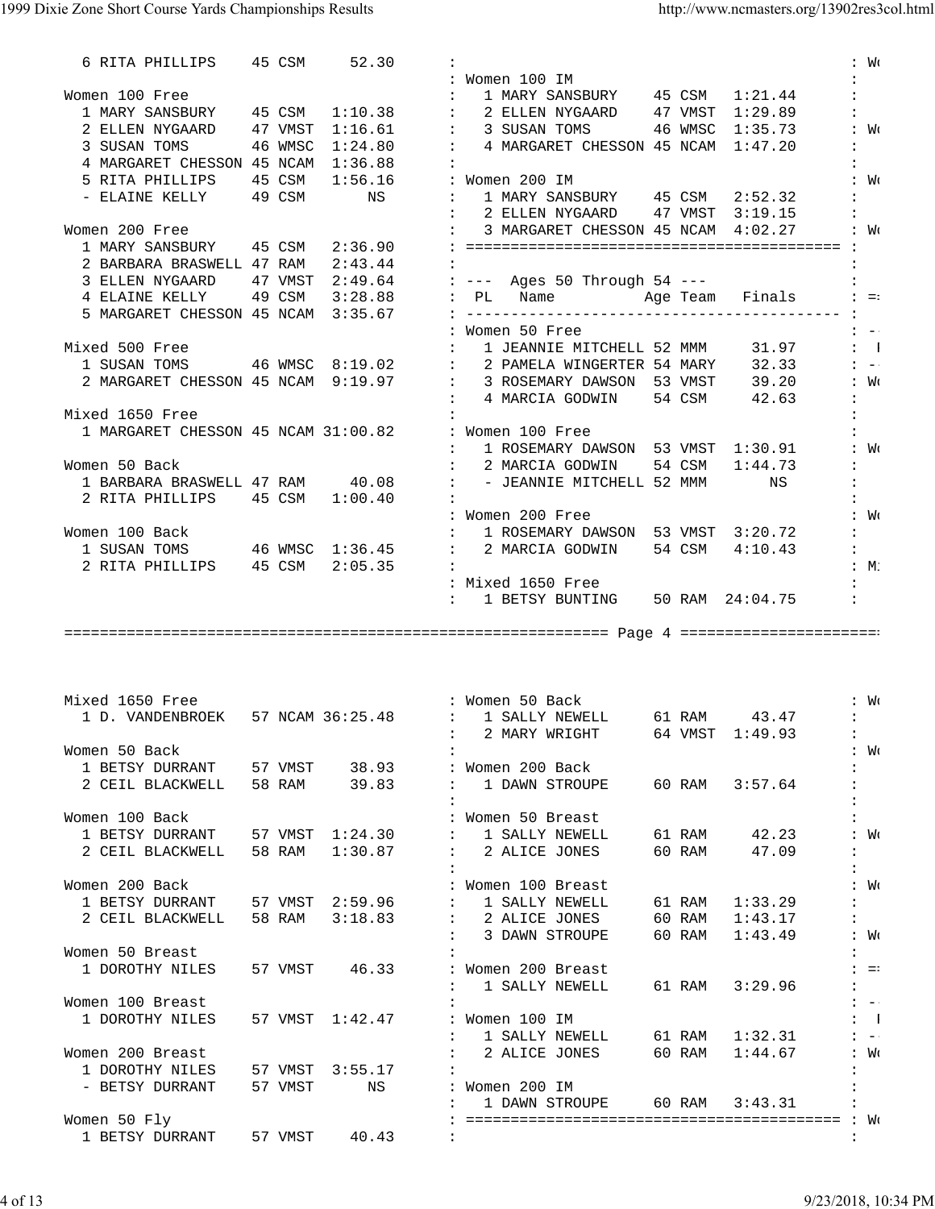```
  6 RITA PHILLIPS    45 CSM     52.30

Women 100 Free
  1 MARY SANSBURY    45 CSM   1:10.38
  2 ELLEN NYGAARD    47 VMST  1:16.61
  3 SUSAN TOMS       46 WMSC  1:24.80
  4 MARGARET CHESSON 45 NCAM  1:36.88
  5 RITA PHILLIPS    45 CSM   1:56.16
  - ELAINE KELLY     49 CSM        NS

Women 200 Free
  1 MARY SANSBURY    45 CSM   2:36.90
  2 BARBARA BRASWELL 47 RAM   2:43.44
  3 ELLEN NYGAARD    47 VMST  2:49.64
  4 ELAINE KELLY     49 CSM   3:28.88
  5 MARGARET CHESSON 45 NCAM  3:35.67

Mixed 500 Free
  1 SUSAN TOMS       46 WMSC  8:19.02
  2 MARGARET CHESSON 45 NCAM  9:19.97

Mixed 1650 Free
  1 MARGARET CHESSON 45 NCAM 31:00.82

Women 50 Back
  1 BARBARA BRASWELL 47 RAM     40.08
  2 RITA PHILLIPS    45 CSM   1:00.40

Women 100 Back
  1 SUSAN TOMS       46 WMSC  1:36.45
  2 RITA PHILLIPS    45 CSM   2:05.35

Women 100 IM
  1 MARY SANSBURY    45 CSM   1:21.44
  2 ELLEN NYGAARD    47 VMST  1:29.89
  3 SUSAN TOMS       46 WMSC  1:35.73
  4 MARGARET CHESSON 45 NCAM  1:47.20

Women 200 IM
  1 MARY SANSBURY    45 CSM   2:52.32
  2 ELLEN NYGAARD    47 VMST  3:19.15
  3 MARGARET CHESSON 45 NCAM  4:02.27
=========================================

--- Ages 50 Through 54 ---
PL   Name             Age Team   Finals
-----------------------------------------
Women 50 Free
  1 JEANNIE MITCHELL 52 MMM     31.97
  2 PAMELA WINGERTER 54 MARY    32.33
  3 ROSEMARY DAWSON  53 VMST    39.20
  4 MARCIA GODWIN    54 CSM     42.63

Women 100 Free
  1 ROSEMARY DAWSON  53 VMST  1:30.91
  2 MARCIA GODWIN    54 CSM   1:44.73
  - JEANNIE MITCHELL 52 MMM        NS

Women 200 Free
  1 ROSEMARY DAWSON  53 VMST  3:20.72
  2 MARCIA GODWIN    54 CSM   4:10.43

Mixed 1650 Free
  1 BETSY BUNTING    50 RAM  24:04.75
```

```
Mixed 1650 Free
  1 D. VANDENBROEK   57 NCAM 36:25.48

Women 50 Back
  1 BETSY DURRANT    57 VMST    38.93
  2 CEIL BLACKWELL   58 RAM     39.83

Women 100 Back
  1 BETSY DURRANT    57 VMST  1:24.30
  2 CEIL BLACKWELL   58 RAM   1:30.87

Women 200 Back
  1 BETSY DURRANT    57 VMST  2:59.96
  2 CEIL BLACKWELL   58 RAM   3:18.83

Women 50 Breast
  1 DOROTHY NILES    57 VMST    46.33

Women 100 Breast
  1 DOROTHY NILES    57 VMST  1:42.47

Women 200 Breast
  1 DOROTHY NILES    57 VMST  3:55.17
  - BETSY DURRANT    57 VMST       NS

Women 50 Fly
  1 BETSY DURRANT    57 VMST    40.43

Women 50 Back
  1 SALLY NEWELL     61 RAM     43.47
  2 MARY WRIGHT      64 VMST  1:49.93

Women 200 Back
  1 DAWN STROUPE     60 RAM   3:57.64

Women 50 Breast
  1 SALLY NEWELL     61 RAM     42.23
  2 ALICE JONES      60 RAM     47.09

Women 100 Breast
  1 SALLY NEWELL     61 RAM   1:33.29
  2 ALICE JONES      60 RAM   1:43.17
  3 DAWN STROUPE     60 RAM   1:43.49

Women 200 Breast
  1 SALLY NEWELL     61 RAM   3:29.96

Women 100 IM
  1 SALLY NEWELL     61 RAM   1:32.31
  2 ALICE JONES      60 RAM   1:44.67

Women 200 IM
  1 DAWN STROUPE     60 RAM   3:43.31
=========================================
```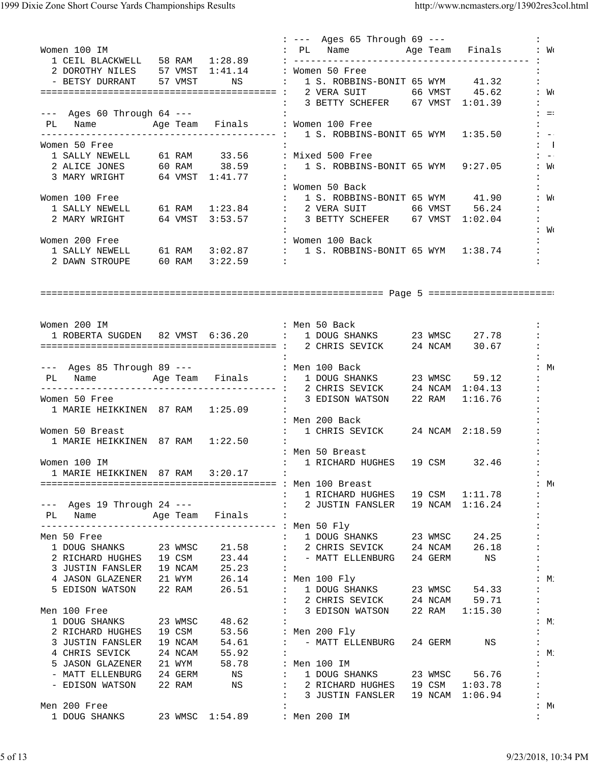## Top section

### Women 100 IM

| PL | Name | Age | Team | Finals |
|---|---|---|---|---|
| 1 | CEIL BLACKWELL | 58 | RAM | 1:28.89 |
| 2 | DOROTHY NILES | 57 | VMST | 1:41.14 |
| - | BETSY DURRANT | 57 | VMST | NS |

### --- Ages 60 Through 64 ---

**Women 50 Free**

| PL | Name | Age | Team | Finals |
|---|---|---|---|---|
| 1 | SALLY NEWELL | 61 | RAM | 33.56 |
| 2 | ALICE JONES | 60 | RAM | 38.59 |
| 3 | MARY WRIGHT | 64 | VMST | 1:41.77 |

**Women 100 Free**

| PL | Name | Age | Team | Finals |
|---|---|---|---|---|
| 1 | SALLY NEWELL | 61 | RAM | 1:23.84 |
| 2 | MARY WRIGHT | 64 | VMST | 3:53.57 |

**Women 200 Free**

| PL | Name | Age | Team | Finals |
|---|---|---|---|---|
| 1 | SALLY NEWELL | 61 | RAM | 3:02.87 |
| 2 | DAWN STROUPE | 60 | RAM | 3:22.59 |

### --- Ages 65 Through 69 ---

**Women 50 Free**

| PL | Name | Age | Team | Finals |
|---|---|---|---|---|
| 1 | S. ROBBINS-BONIT | 65 | WYM | 41.32 |
| 2 | VERA SUIT | 66 | VMST | 45.62 |
| 3 | BETTY SCHEFER | 67 | VMST | 1:01.39 |

**Women 100 Free**

| PL | Name | Age | Team | Finals |
|---|---|---|---|---|
| 1 | S. ROBBINS-BONIT | 65 | WYM | 1:35.50 |

**Mixed 500 Free**

| PL | Name | Age | Team | Finals |
|---|---|---|---|---|
| 1 | S. ROBBINS-BONIT | 65 | WYM | 9:27.05 |

**Women 50 Back**

| PL | Name | Age | Team | Finals |
|---|---|---|---|---|
| 1 | S. ROBBINS-BONIT | 65 | WYM | 41.90 |
| 2 | VERA SUIT | 66 | VMST | 56.24 |
| 3 | BETTY SCHEFER | 67 | VMST | 1:02.04 |

**Women 100 Back**

| PL | Name | Age | Team | Finals |
|---|---|---|---|---|
| 1 | S. ROBBINS-BONIT | 65 | WYM | 1:38.74 |

---

**Women 200 IM**

| PL | Name | Age | Team | Finals |
|---|---|---|---|---|
| 1 | ROBERTA SUGDEN | 82 | VMST | 6:36.20 |

### --- Ages 85 Through 89 ---

**Women 50 Free**

| PL | Name | Age | Team | Finals |
|---|---|---|---|---|
| 1 | MARIE HEIKKINEN | 87 | RAM | 1:25.09 |

**Women 50 Breast**

| PL | Name | Age | Team | Finals |
|---|---|---|---|---|
| 1 | MARIE HEIKKINEN | 87 | RAM | 1:22.50 |

**Women 100 IM**

| PL | Name | Age | Team | Finals |
|---|---|---|---|---|
| 1 | MARIE HEIKKINEN | 87 | RAM | 3:20.17 |

### --- Ages 19 Through 24 ---

**Men 50 Free**

| PL | Name | Age | Team | Finals |
|---|---|---|---|---|
| 1 | DOUG SHANKS | 23 | WMSC | 21.58 |
| 2 | RICHARD HUGHES | 19 | CSM | 23.44 |
| 3 | JUSTIN FANSLER | 19 | NCAM | 25.23 |
| 4 | JASON GLAZENER | 21 | WYM | 26.14 |
| 5 | EDISON WATSON | 22 | RAM | 26.51 |

**Men 100 Free**

| PL | Name | Age | Team | Finals |
|---|---|---|---|---|
| 1 | DOUG SHANKS | 23 | WMSC | 48.62 |
| 2 | RICHARD HUGHES | 19 | CSM | 53.56 |
| 3 | JUSTIN FANSLER | 19 | NCAM | 54.61 |
| 4 | CHRIS SEVICK | 24 | NCAM | 55.92 |
| 5 | JASON GLAZENER | 21 | WYM | 58.78 |
| - | MATT ELLENBURG | 24 | GERM | NS |
| - | EDISON WATSON | 22 | RAM | NS |

**Men 200 Free**

| PL | Name | Age | Team | Finals |
|---|---|---|---|---|
| 1 | DOUG SHANKS | 23 | WMSC | 1:54.89 |

**Men 50 Back**

| PL | Name | Age | Team | Finals |
|---|---|---|---|---|
| 1 | DOUG SHANKS | 23 | WMSC | 27.78 |
| 2 | CHRIS SEVICK | 24 | NCAM | 30.67 |

**Men 100 Back**

| PL | Name | Age | Team | Finals |
|---|---|---|---|---|
| 1 | DOUG SHANKS | 23 | WMSC | 59.12 |
| 2 | CHRIS SEVICK | 24 | NCAM | 1:04.13 |
| 3 | EDISON WATSON | 22 | RAM | 1:16.76 |

**Men 200 Back**

| PL | Name | Age | Team | Finals |
|---|---|---|---|---|
| 1 | CHRIS SEVICK | 24 | NCAM | 2:18.59 |

**Men 50 Breast**

| PL | Name | Age | Team | Finals |
|---|---|---|---|---|
| 1 | RICHARD HUGHES | 19 | CSM | 32.46 |

**Men 100 Breast**

| PL | Name | Age | Team | Finals |
|---|---|---|---|---|
| 1 | RICHARD HUGHES | 19 | CSM | 1:11.78 |
| 2 | JUSTIN FANSLER | 19 | NCAM | 1:16.24 |

**Men 50 Fly**

| PL | Name | Age | Team | Finals |
|---|---|---|---|---|
| 1 | DOUG SHANKS | 23 | WMSC | 24.25 |
| 2 | CHRIS SEVICK | 24 | NCAM | 26.18 |
| - | MATT ELLENBURG | 24 | GERM | NS |

**Men 100 Fly**

| PL | Name | Age | Team | Finals |
|---|---|---|---|---|
| 1 | DOUG SHANKS | 23 | WMSC | 54.33 |
| 2 | CHRIS SEVICK | 24 | NCAM | 59.71 |
| 3 | EDISON WATSON | 22 | RAM | 1:15.30 |

**Men 200 Fly**

| PL | Name | Age | Team | Finals |
|---|---|---|---|---|
| - | MATT ELLENBURG | 24 | GERM | NS |

**Men 100 IM**

| PL | Name | Age | Team | Finals |
|---|---|---|---|---|
| 1 | DOUG SHANKS | 23 | WMSC | 56.76 |
| 2 | RICHARD HUGHES | 19 | CSM | 1:03.78 |
| 3 | JUSTIN FANSLER | 19 | NCAM | 1:06.94 |

**Men 200 IM**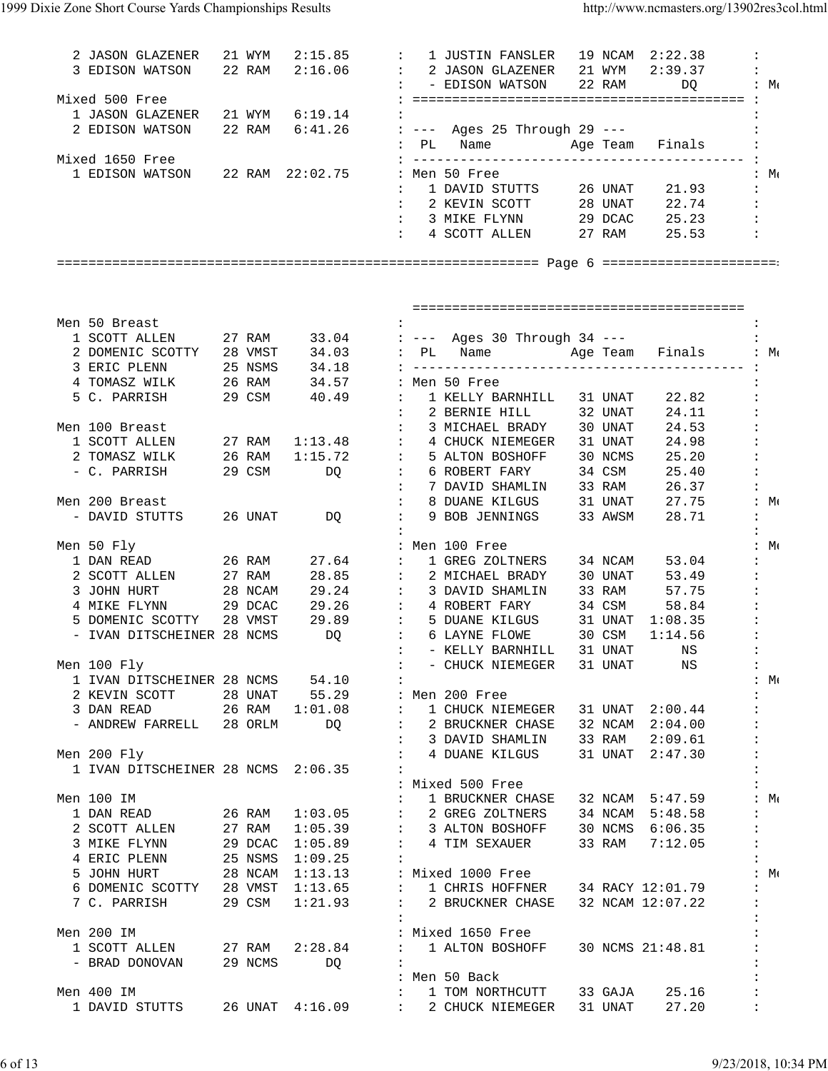```
  2 JASON GLAZENER   21 WYM   2:15.85
  3 EDISON WATSON    22 RAM   2:16.06

Mixed 500 Free
  1 JASON GLAZENER   21 WYM   6:19.14
  2 EDISON WATSON    22 RAM   6:41.26

Mixed 1650 Free
  1 EDISON WATSON    22 RAM  22:02.75
```

```
  1 JUSTIN FANSLER   19 NCAM  2:22.38
  2 JASON GLAZENER   21 WYM   2:39.37
  - EDISON WATSON    22 RAM       DQ
==========================================

--- Ages 25 Through 29 ---
 PL   Name          Age Team   Finals
------------------------------------------
Men 50 Free
  1 DAVID STUTTS     26 UNAT    21.93
  2 KEVIN SCOTT      28 UNAT    22.74
  3 MIKE FLYNN       29 DCAC    25.23
  4 SCOTT ALLEN      27 RAM     25.53
```

============================================================== Page 6 ======================

```
Men 50 Breast
  1 SCOTT ALLEN      27 RAM     33.04
  2 DOMENIC SCOTTY   28 VMST    34.03
  3 ERIC PLENN       25 NSMS    34.18
  4 TOMASZ WILK      26 RAM     34.57
  5 C. PARRISH       29 CSM     40.49

Men 100 Breast
  1 SCOTT ALLEN      27 RAM   1:13.48
  2 TOMASZ WILK      26 RAM   1:15.72
  - C. PARRISH       29 CSM       DQ

Men 200 Breast
  - DAVID STUTTS     26 UNAT      DQ

Men 50 Fly
  1 DAN READ         26 RAM     27.64
  2 SCOTT ALLEN      27 RAM     28.85
  3 JOHN HURT        28 NCAM    29.24
  4 MIKE FLYNN       29 DCAC    29.26
  5 DOMENIC SCOTTY   28 VMST    29.89
  - IVAN DITSCHEINER 28 NCMS      DQ

Men 100 Fly
  1 IVAN DITSCHEINER 28 NCMS    54.10
  2 KEVIN SCOTT      28 UNAT    55.29
  3 DAN READ         26 RAM   1:01.08
  - ANDREW FARRELL   28 ORLM      DQ

Men 200 Fly
  1 IVAN DITSCHEINER 28 NCMS  2:06.35

Men 100 IM
  1 DAN READ         26 RAM   1:03.05
  2 SCOTT ALLEN      27 RAM   1:05.39
  3 MIKE FLYNN       29 DCAC  1:05.89
  4 ERIC PLENN       25 NSMS  1:09.25
  5 JOHN HURT        28 NCAM  1:13.13
  6 DOMENIC SCOTTY   28 VMST  1:13.65
  7 C. PARRISH       29 CSM   1:21.93

Men 200 IM
  1 SCOTT ALLEN      27 RAM   2:28.84
  - BRAD DONOVAN     29 NCMS      DQ

Men 400 IM
  1 DAVID STUTTS     26 UNAT  4:16.09
```

```
==========================================

--- Ages 30 Through 34 ---
 PL   Name          Age Team   Finals
------------------------------------------
Men 50 Free
  1 KELLY BARNHILL   31 UNAT    22.82
  2 BERNIE HILL      32 UNAT    24.11
  3 MICHAEL BRADY    30 UNAT    24.53
  4 CHUCK NIEMEGER   31 UNAT    24.98
  5 ALTON BOSHOFF    30 NCMS    25.20
  6 ROBERT FARY      34 CSM     25.40
  7 DAVID SHAMLIN    33 RAM     26.37
  8 DUANE KILGUS     31 UNAT    27.75
  9 BOB JENNINGS     33 AWSM    28.71

Men 100 Free
  1 GREG ZOLTNERS    34 NCAM    53.04
  2 MICHAEL BRADY    30 UNAT    53.49
  3 DAVID SHAMLIN    33 RAM     57.75
  4 ROBERT FARY      34 CSM     58.84
  5 DUANE KILGUS     31 UNAT  1:08.35
  6 LAYNE FLOWE      30 CSM   1:14.56
  - KELLY BARNHILL   31 UNAT      NS
  - CHUCK NIEMEGER   31 UNAT      NS

Men 200 Free
  1 CHUCK NIEMEGER   31 UNAT  2:00.44
  2 BRUCKNER CHASE   32 NCAM  2:04.00
  3 DAVID SHAMLIN    33 RAM   2:09.61
  4 DUANE KILGUS     31 UNAT  2:47.30

Mixed 500 Free
  1 BRUCKNER CHASE   32 NCAM  5:47.59
  2 GREG ZOLTNERS    34 NCAM  5:48.58
  3 ALTON BOSHOFF    30 NCMS  6:06.35
  4 TIM SEXAUER      33 RAM   7:12.05

Mixed 1000 Free
  1 CHRIS HOFFNER    34 RACY 12:01.79
  2 BRUCKNER CHASE   32 NCAM 12:07.22

Mixed 1650 Free
  1 ALTON BOSHOFF    30 NCMS 21:48.81

Men 50 Back
  1 TOM NORTHCUTT    33 GAJA    25.16
  2 CHUCK NIEMEGER   31 UNAT    27.20
```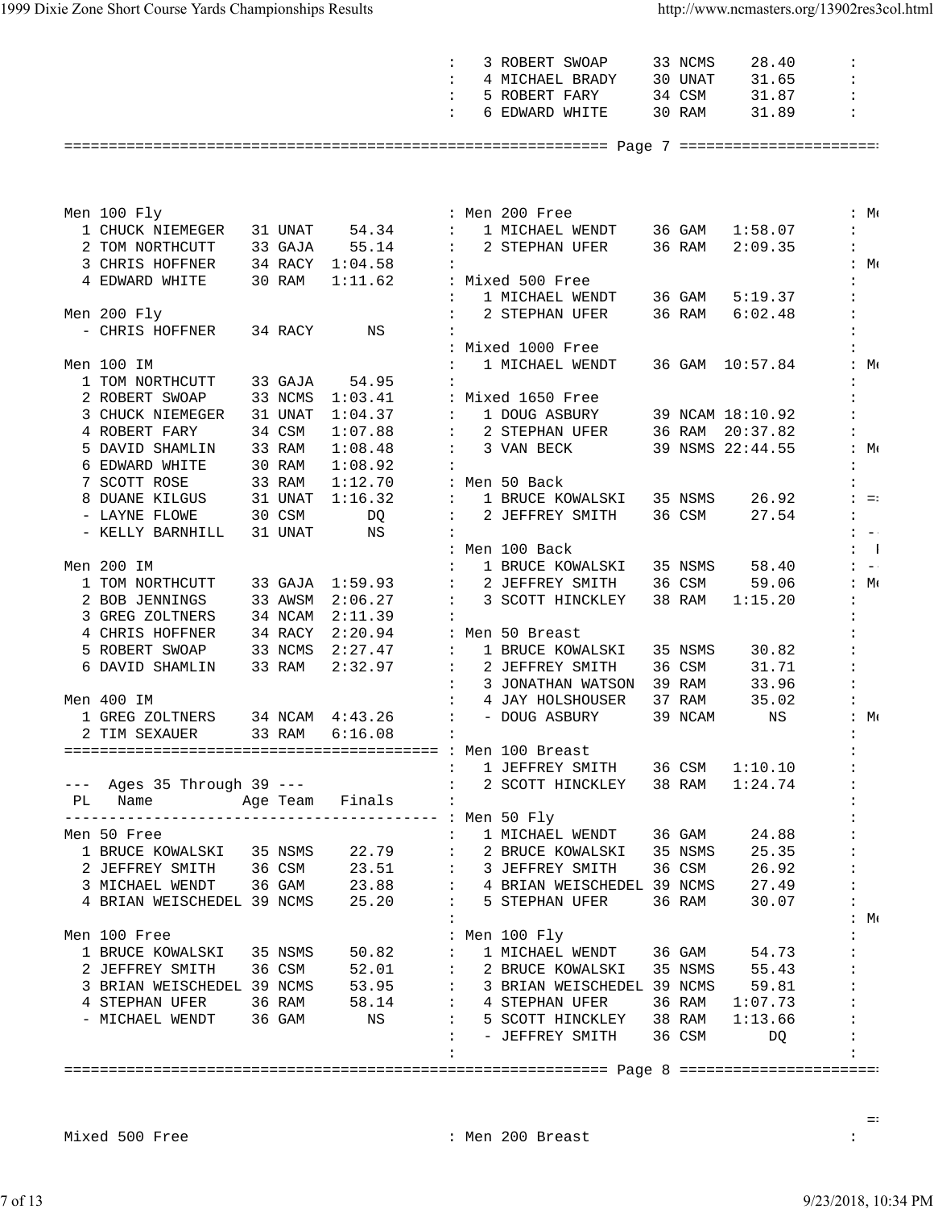| | | | |
|---|---|---|---|
| 3 ROBERT SWOAP | 33 | NCMS | 28.40 |
| 4 MICHAEL BRADY | 30 | UNAT | 31.65 |
| 5 ROBERT FARY | 34 | CSM | 31.87 |
| 6 EDWARD WHITE | 30 | RAM | 31.89 |

### Men 100 Fly

| PL | Name | Age | Team | Finals |
|---|---|---|---|---|
| 1 | CHUCK NIEMEGER | 31 | UNAT | 54.34 |
| 2 | TOM NORTHCUTT | 33 | GAJA | 55.14 |
| 3 | CHRIS HOFFNER | 34 | RACY | 1:04.58 |
| 4 | EDWARD WHITE | 30 | RAM | 1:11.62 |

### Men 200 Fly

| PL | Name | Age | Team | Finals |
|---|---|---|---|---|
| - | CHRIS HOFFNER | 34 | RACY | NS |

### Men 100 IM

| PL | Name | Age | Team | Finals |
|---|---|---|---|---|
| 1 | TOM NORTHCUTT | 33 | GAJA | 54.95 |
| 2 | ROBERT SWOAP | 33 | NCMS | 1:03.41 |
| 3 | CHUCK NIEMEGER | 31 | UNAT | 1:04.37 |
| 4 | ROBERT FARY | 34 | CSM | 1:07.88 |
| 5 | DAVID SHAMLIN | 33 | RAM | 1:08.48 |
| 6 | EDWARD WHITE | 30 | RAM | 1:08.92 |
| 7 | SCOTT ROSE | 33 | RAM | 1:12.70 |
| 8 | DUANE KILGUS | 31 | UNAT | 1:16.32 |
| - | LAYNE FLOWE | 30 | CSM | DQ |
| - | KELLY BARNHILL | 31 | UNAT | NS |

### Men 200 IM

| PL | Name | Age | Team | Finals |
|---|---|---|---|---|
| 1 | TOM NORTHCUTT | 33 | GAJA | 1:59.93 |
| 2 | BOB JENNINGS | 33 | AWSM | 2:06.27 |
| 3 | GREG ZOLTNERS | 34 | NCAM | 2:11.39 |
| 4 | CHRIS HOFFNER | 34 | RACY | 2:20.94 |
| 5 | ROBERT SWOAP | 33 | NCMS | 2:27.47 |
| 6 | DAVID SHAMLIN | 33 | RAM | 2:32.97 |

### Men 400 IM

| PL | Name | Age | Team | Finals |
|---|---|---|---|---|
| 1 | GREG ZOLTNERS | 34 | NCAM | 4:43.26 |
| 2 | TIM SEXAUER | 33 | RAM | 6:16.08 |

## --- Ages 35 Through 39 ---

### Men 50 Free

| PL | Name | Age | Team | Finals |
|---|---|---|---|---|
| 1 | BRUCE KOWALSKI | 35 | NSMS | 22.79 |
| 2 | JEFFREY SMITH | 36 | CSM | 23.51 |
| 3 | MICHAEL WENDT | 36 | GAM | 23.88 |
| 4 | BRIAN WEISCHEDEL | 39 | NCMS | 25.20 |

### Men 100 Free

| PL | Name | Age | Team | Finals |
|---|---|---|---|---|
| 1 | BRUCE KOWALSKI | 35 | NSMS | 50.82 |
| 2 | JEFFREY SMITH | 36 | CSM | 52.01 |
| 3 | BRIAN WEISCHEDEL | 39 | NCMS | 53.95 |
| 4 | STEPHAN UFER | 36 | RAM | 58.14 |
| - | MICHAEL WENDT | 36 | GAM | NS |

### Men 200 Free

| PL | Name | Age | Team | Finals |
|---|---|---|---|---|
| 1 | MICHAEL WENDT | 36 | GAM | 1:58.07 |
| 2 | STEPHAN UFER | 36 | RAM | 2:09.35 |

### Mixed 500 Free

| PL | Name | Age | Team | Finals |
|---|---|---|---|---|
| 1 | MICHAEL WENDT | 36 | GAM | 5:19.37 |
| 2 | STEPHAN UFER | 36 | RAM | 6:02.48 |

### Mixed 1000 Free

| PL | Name | Age | Team | Finals |
|---|---|---|---|---|
| 1 | MICHAEL WENDT | 36 | GAM | 10:57.84 |

### Mixed 1650 Free

| PL | Name | Age | Team | Finals |
|---|---|---|---|---|
| 1 | DOUG ASBURY | 39 | NCAM | 18:10.92 |
| 2 | STEPHAN UFER | 36 | RAM | 20:37.82 |
| 3 | VAN BECK | 39 | NSMS | 22:44.55 |

### Men 50 Back

| PL | Name | Age | Team | Finals |
|---|---|---|---|---|
| 1 | BRUCE KOWALSKI | 35 | NSMS | 26.92 |
| 2 | JEFFREY SMITH | 36 | CSM | 27.54 |

### Men 100 Back

| PL | Name | Age | Team | Finals |
|---|---|---|---|---|
| 1 | BRUCE KOWALSKI | 35 | NSMS | 58.40 |
| 2 | JEFFREY SMITH | 36 | CSM | 59.06 |
| 3 | SCOTT HINCKLEY | 38 | RAM | 1:15.20 |

### Men 50 Breast

| PL | Name | Age | Team | Finals |
|---|---|---|---|---|
| 1 | BRUCE KOWALSKI | 35 | NSMS | 30.82 |
| 2 | JEFFREY SMITH | 36 | CSM | 31.71 |
| 3 | JONATHAN WATSON | 39 | RAM | 33.96 |
| 4 | JAY HOLSHOUSER | 37 | RAM | 35.02 |
| - | DOUG ASBURY | 39 | NCAM | NS |

### Men 100 Breast

| PL | Name | Age | Team | Finals |
|---|---|---|---|---|
| 1 | JEFFREY SMITH | 36 | CSM | 1:10.10 |
| 2 | SCOTT HINCKLEY | 38 | RAM | 1:24.74 |

### Men 50 Fly

| PL | Name | Age | Team | Finals |
|---|---|---|---|---|
| 1 | MICHAEL WENDT | 36 | GAM | 24.88 |
| 2 | BRUCE KOWALSKI | 35 | NSMS | 25.35 |
| 3 | JEFFREY SMITH | 36 | CSM | 26.92 |
| 4 | BRIAN WEISCHEDEL | 39 | NCMS | 27.49 |
| 5 | STEPHAN UFER | 36 | RAM | 30.07 |

### Men 100 Fly

| PL | Name | Age | Team | Finals |
|---|---|---|---|---|
| 1 | MICHAEL WENDT | 36 | GAM | 54.73 |
| 2 | BRUCE KOWALSKI | 35 | NSMS | 55.43 |
| 3 | BRIAN WEISCHEDEL | 39 | NCMS | 59.81 |
| 4 | STEPHAN UFER | 36 | RAM | 1:07.73 |
| 5 | SCOTT HINCKLEY | 38 | RAM | 1:13.66 |
| - | JEFFREY SMITH | 36 | CSM | DQ |

### Mixed 500 Free

### Men 200 Breast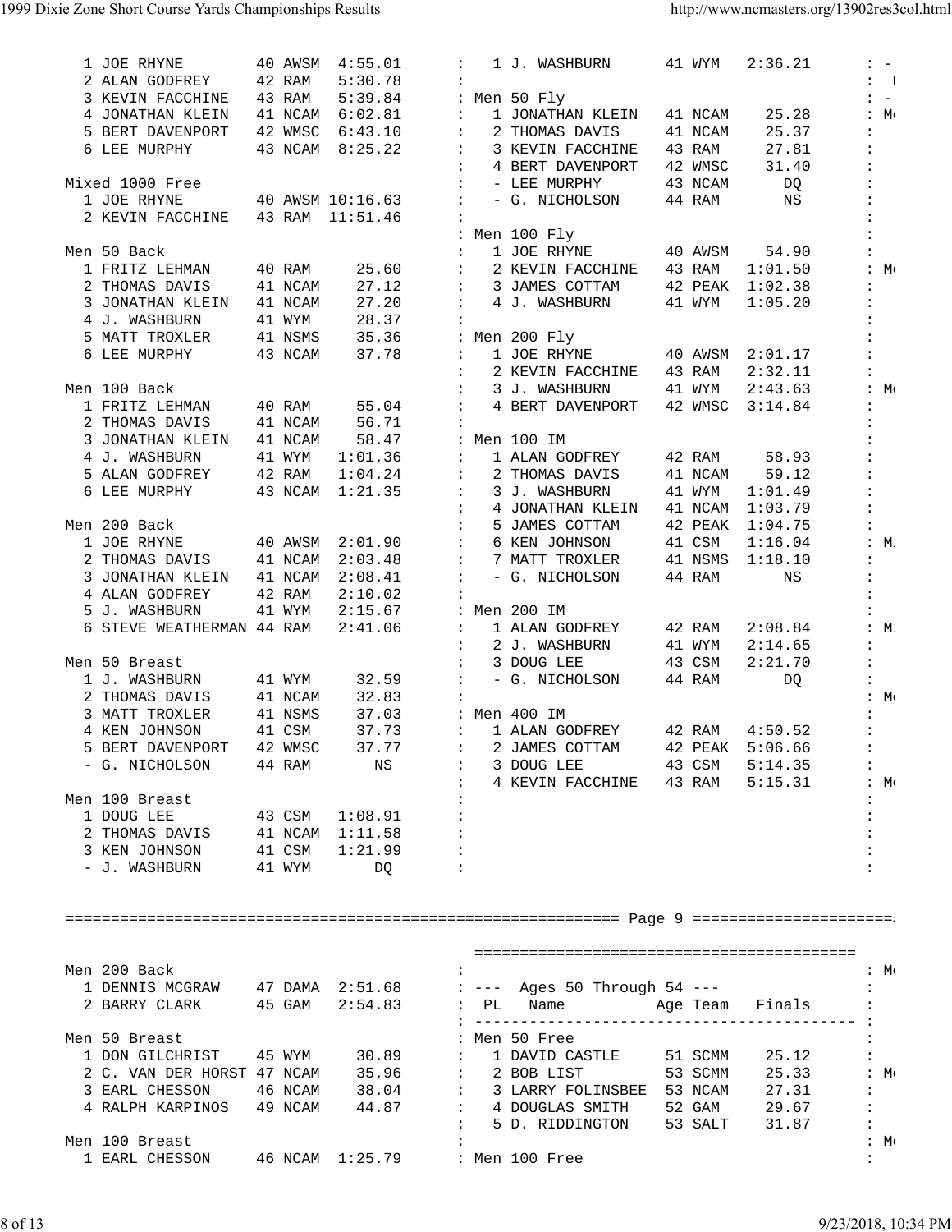```
  1 JOE RHYNE        40 AWSM  4:55.01      :   1 J. WASHBURN      41 WYM   2:36.21
  2 ALAN GODFREY     42 RAM   5:30.78      :
  3 KEVIN FACCHINE   43 RAM   5:39.84      : Men 50 Fly
  4 JONATHAN KLEIN   41 NCAM  6:02.81      :   1 JONATHAN KLEIN   41 NCAM    25.28
  5 BERT DAVENPORT   42 WMSC  6:43.10      :   2 THOMAS DAVIS     41 NCAM    25.37
  6 LEE MURPHY       43 NCAM  8:25.22      :   3 KEVIN FACCHINE   43 RAM     27.81
                                           :   4 BERT DAVENPORT   42 WMSC    31.40
Mixed 1000 Free                            :   - LEE MURPHY       43 NCAM       DQ
  1 JOE RHYNE        40 AWSM 10:16.63      :   - G. NICHOLSON     44 RAM        NS
  2 KEVIN FACCHINE   43 RAM  11:51.46      :
                                           : Men 100 Fly
Men 50 Back                                :   1 JOE RHYNE        40 AWSM    54.90
  1 FRITZ LEHMAN     40 RAM     25.60      :   2 KEVIN FACCHINE   43 RAM   1:01.50
  2 THOMAS DAVIS     41 NCAM    27.12      :   3 JAMES COTTAM     42 PEAK  1:02.38
  3 JONATHAN KLEIN   41 NCAM    27.20      :   4 J. WASHBURN      41 WYM   1:05.20
  4 J. WASHBURN      41 WYM     28.37      :
  5 MATT TROXLER     41 NSMS    35.36      : Men 200 Fly
  6 LEE MURPHY       43 NCAM    37.78      :   1 JOE RHYNE        40 AWSM  2:01.17
                                           :   2 KEVIN FACCHINE   43 RAM   2:32.11
Men 100 Back                               :   3 J. WASHBURN      41 WYM   2:43.63
  1 FRITZ LEHMAN     40 RAM     55.04      :   4 BERT DAVENPORT   42 WMSC  3:14.84
  2 THOMAS DAVIS     41 NCAM    56.71      :
  3 JONATHAN KLEIN   41 NCAM    58.47      : Men 100 IM
  4 J. WASHBURN      41 WYM   1:01.36      :   1 ALAN GODFREY     42 RAM     58.93
  5 ALAN GODFREY     42 RAM   1:04.24      :   2 THOMAS DAVIS     41 NCAM    59.12
  6 LEE MURPHY       43 NCAM  1:21.35      :   3 J. WASHBURN      41 WYM   1:01.49
                                           :   4 JONATHAN KLEIN   41 NCAM  1:03.79
Men 200 Back                               :   5 JAMES COTTAM     42 PEAK  1:04.75
  1 JOE RHYNE        40 AWSM  2:01.90      :   6 KEN JOHNSON      41 CSM   1:16.04
  2 THOMAS DAVIS     41 NCAM  2:03.48      :   7 MATT TROXLER     41 NSMS  1:18.10
  3 JONATHAN KLEIN   41 NCAM  2:08.41      :   - G. NICHOLSON     44 RAM        NS
  4 ALAN GODFREY     42 RAM   2:10.02      :
  5 J. WASHBURN      41 WYM   2:15.67      : Men 200 IM
  6 STEVE WEATHERMAN 44 RAM   2:41.06      :   1 ALAN GODFREY     42 RAM   2:08.84
                                           :   2 J. WASHBURN      41 WYM   2:14.65
Men 50 Breast                              :   3 DOUG LEE         43 CSM   2:21.70
  1 J. WASHBURN      41 WYM     32.59      :   - G. NICHOLSON     44 RAM        DQ
  2 THOMAS DAVIS     41 NCAM    32.83      :
  3 MATT TROXLER     41 NSMS    37.03      : Men 400 IM
  4 KEN JOHNSON      41 CSM     37.73      :   1 ALAN GODFREY     42 RAM   4:50.52
  5 BERT DAVENPORT   42 WMSC    37.77      :   2 JAMES COTTAM     42 PEAK  5:06.66
  - G. NICHOLSON     44 RAM        NS      :   3 DOUG LEE         43 CSM   5:14.35
                                           :   4 KEVIN FACCHINE   43 RAM   5:15.31
Men 100 Breast                             :
  1 DOUG LEE         43 CSM   1:08.91      :
  2 THOMAS DAVIS     41 NCAM  1:11.58      :
  3 KEN JOHNSON      41 CSM   1:21.99      :
  - J. WASHBURN      41 WYM        DQ      :


============================================================== Page 9 ======================

                                             =========================================
Men 200 Back                               :
  1 DENNIS MCGRAW    47 DAMA  2:51.68      : ---  Ages 50 Through 54 ---
  2 BARRY CLARK      45 GAM   2:54.83      :  PL   Name           Age Team   Finals
                                           : -----------------------------------------
Men 50 Breast                              : Men 50 Free
  1 DON GILCHRIST    45 WYM     30.89      :   1 DAVID CASTLE     51 SCMM    25.12
  2 C. VAN DER HORST 47 NCAM    35.96      :   2 BOB LIST         53 SCMM    25.33
  3 EARL CHESSON     46 NCAM    38.04      :   3 LARRY FOLINSBEE  53 NCAM    27.31
  4 RALPH KARPINOS   49 NCAM    44.87      :   4 DOUGLAS SMITH    52 GAM     29.67
                                           :   5 D. RIDDINGTON    53 SALT    31.87
Men 100 Breast                             :
  1 EARL CHESSON     46 NCAM  1:25.79      : Men 100 Free
```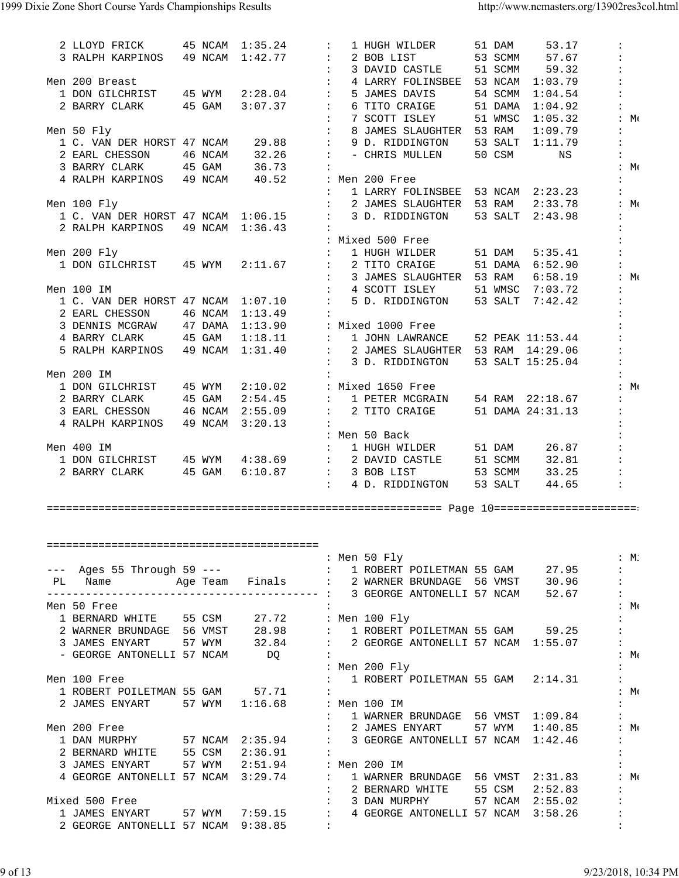```
  2 LLOYD FRICK      45 NCAM  1:35.24
  3 RALPH KARPINOS   49 NCAM  1:42.77

Men 200 Breast
  1 DON GILCHRIST    45 WYM   2:28.04
  2 BARRY CLARK      45 GAM   3:07.37

Men 50 Fly
  1 C. VAN DER HORST 47 NCAM    29.88
  2 EARL CHESSON     46 NCAM    32.26
  3 BARRY CLARK      45 GAM     36.73
  4 RALPH KARPINOS   49 NCAM    40.52

Men 100 Fly
  1 C. VAN DER HORST 47 NCAM  1:06.15
  2 RALPH KARPINOS   49 NCAM  1:36.43

Men 200 Fly
  1 DON GILCHRIST    45 WYM   2:11.67

Men 100 IM
  1 C. VAN DER HORST 47 NCAM  1:07.10
  2 EARL CHESSON     46 NCAM  1:13.49
  3 DENNIS MCGRAW    47 DAMA  1:13.90
  4 BARRY CLARK      45 GAM   1:18.11
  5 RALPH KARPINOS   49 NCAM  1:31.40

Men 200 IM
  1 DON GILCHRIST    45 WYM   2:10.02
  2 BARRY CLARK      45 GAM   2:54.45
  3 EARL CHESSON     46 NCAM  2:55.09
  4 RALPH KARPINOS   49 NCAM  3:20.13

Men 400 IM
  1 DON GILCHRIST    45 WYM   4:38.69
  2 BARRY CLARK      45 GAM   6:10.87

  1 HUGH WILDER      51 DAM     53.17
  2 BOB LIST         53 SCMM    57.67
  3 DAVID CASTLE     51 SCMM    59.32
  4 LARRY FOLINSBEE  53 NCAM  1:03.79
  5 JAMES DAVIS      54 SCMM  1:04.54
  6 TITO CRAIGE      51 DAMA  1:04.92
  7 SCOTT ISLEY      51 WMSC  1:05.32
  8 JAMES SLAUGHTER  53 RAM   1:09.79
  9 D. RIDDINGTON    53 SALT  1:11.79
  - CHRIS MULLEN     50 CSM       NS

Men 200 Free
  1 LARRY FOLINSBEE  53 NCAM  2:23.23
  2 JAMES SLAUGHTER  53 RAM   2:33.78
  3 D. RIDDINGTON    53 SALT  2:43.98

Mixed 500 Free
  1 HUGH WILDER      51 DAM   5:35.41
  2 TITO CRAIGE      51 DAMA  6:52.90
  3 JAMES SLAUGHTER  53 RAM   6:58.19
  4 SCOTT ISLEY      51 WMSC  7:03.72
  5 D. RIDDINGTON    53 SALT  7:42.42

Mixed 1000 Free
  1 JOHN LAWRANCE    52 PEAK 11:53.44
  2 JAMES SLAUGHTER  53 RAM  14:29.06
  3 D. RIDDINGTON    53 SALT 15:25.04

Mixed 1650 Free
  1 PETER MCGRAIN    54 RAM  22:18.67
  2 TITO CRAIGE      51 DAMA 24:31.13

Men 50 Back
  1 HUGH WILDER      51 DAM     26.87
  2 DAVID CASTLE     51 SCMM    32.81
  3 BOB LIST         53 SCMM    33.25
  4 D. RIDDINGTON    53 SALT    44.65

============================================================ Page 10======================

=========================================
---  Ages 55 Through 59 ---
 PL   Name          Age Team   Finals
-----------------------------------------
Men 50 Free
  1 BERNARD WHITE    55 CSM     27.72
  2 WARNER BRUNDAGE  56 VMST    28.98
  3 JAMES ENYART     57 WYM     32.84
  - GEORGE ANTONELLI 57 NCAM      DQ

Men 100 Free
  1 ROBERT POILETMAN 55 GAM     57.71
  2 JAMES ENYART     57 WYM   1:16.68

Men 200 Free
  1 DAN MURPHY       57 NCAM  2:35.94
  2 BERNARD WHITE    55 CSM   2:36.91
  3 JAMES ENYART     57 WYM   2:51.94
  4 GEORGE ANTONELLI 57 NCAM  3:29.74

Mixed 500 Free
  1 JAMES ENYART     57 WYM   7:59.15
  2 GEORGE ANTONELLI 57 NCAM  9:38.85

Men 50 Fly
  1 ROBERT POILETMAN 55 GAM     27.95
  2 WARNER BRUNDAGE  56 VMST    30.96
  3 GEORGE ANTONELLI 57 NCAM    52.67

Men 100 Fly
  1 ROBERT POILETMAN 55 GAM     59.25
  2 GEORGE ANTONELLI 57 NCAM  1:55.07

Men 200 Fly
  1 ROBERT POILETMAN 55 GAM   2:14.31

Men 100 IM
  1 WARNER BRUNDAGE  56 VMST  1:09.84
  2 JAMES ENYART     57 WYM   1:40.85
  3 GEORGE ANTONELLI 57 NCAM  1:42.46

Men 200 IM
  1 WARNER BRUNDAGE  56 VMST  2:31.83
  2 BERNARD WHITE    55 CSM   2:52.83
  3 DAN MURPHY       57 NCAM  2:55.02
  4 GEORGE ANTONELLI 57 NCAM  3:58.26
```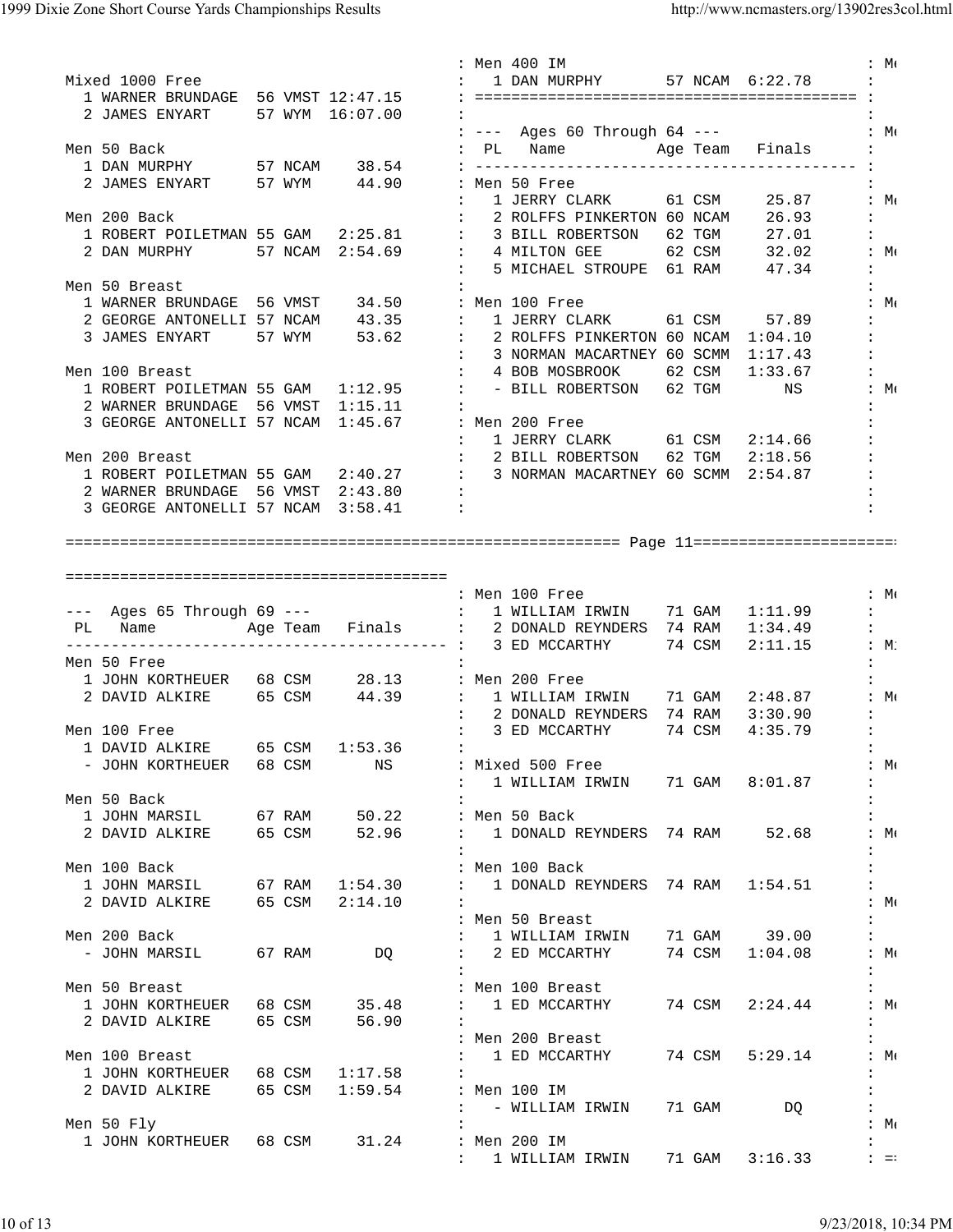Mixed 1000 Free
1 WARNER BRUNDAGE 56 VMST 12:47.15
2 JAMES ENYART 57 WYM 16:07.00

Men 50 Back
1 DAN MURPHY 57 NCAM 38.54
2 JAMES ENYART 57 WYM 44.90

Men 200 Back
1 ROBERT POILETMAN 55 GAM 2:25.81
2 DAN MURPHY 57 NCAM 2:54.69

Men 50 Breast
1 WARNER BRUNDAGE 56 VMST 34.50
2 GEORGE ANTONELLI 57 NCAM 43.35
3 JAMES ENYART 57 WYM 53.62

Men 100 Breast
1 ROBERT POILETMAN 55 GAM 1:12.95
2 WARNER BRUNDAGE 56 VMST 1:15.11
3 GEORGE ANTONELLI 57 NCAM 1:45.67

Men 200 Breast
1 ROBERT POILETMAN 55 GAM 2:40.27
2 WARNER BRUNDAGE 56 VMST 2:43.80
3 GEORGE ANTONELLI 57 NCAM 3:58.41

Men 400 IM
1 DAN MURPHY 57 NCAM 6:22.78

--- Ages 60 Through 64 ---

| PL | Name | Age | Team | Finals |
|---|---|---|---|---|

Men 50 Free
1 JERRY CLARK 61 CSM 25.87
2 ROLFFS PINKERTON 60 NCAM 26.93
3 BILL ROBERTSON 62 TGM 27.01
4 MILTON GEE 62 CSM 32.02
5 MICHAEL STROUPE 61 RAM 47.34

Men 100 Free
1 JERRY CLARK 61 CSM 57.89
2 ROLFFS PINKERTON 60 NCAM 1:04.10
3 NORMAN MACARTNEY 60 SCMM 1:17.43
4 BOB MOSBROOK 62 CSM 1:33.67
- BILL ROBERTSON 62 TGM NS

Men 200 Free
1 JERRY CLARK 61 CSM 2:14.66
2 BILL ROBERTSON 62 TGM 2:18.56
3 NORMAN MACARTNEY 60 SCMM 2:54.87

--- Ages 65 Through 69 ---

| PL | Name | Age | Team | Finals |
|---|---|---|---|---|

Men 50 Free
1 JOHN KORTHEUER 68 CSM 28.13
2 DAVID ALKIRE 65 CSM 44.39

Men 100 Free
1 DAVID ALKIRE 65 CSM 1:53.36
- JOHN KORTHEUER 68 CSM NS

Men 50 Back
1 JOHN MARSIL 67 RAM 50.22
2 DAVID ALKIRE 65 CSM 52.96

Men 100 Back
1 JOHN MARSIL 67 RAM 1:54.30
2 DAVID ALKIRE 65 CSM 2:14.10

Men 200 Back
- JOHN MARSIL 67 RAM DQ

Men 50 Breast
1 JOHN KORTHEUER 68 CSM 35.48
2 DAVID ALKIRE 65 CSM 56.90

Men 100 Breast
1 JOHN KORTHEUER 68 CSM 1:17.58
2 DAVID ALKIRE 65 CSM 1:59.54

Men 50 Fly
1 JOHN KORTHEUER 68 CSM 31.24

Men 100 Free
1 WILLIAM IRWIN 71 GAM 1:11.99
2 DONALD REYNDERS 74 RAM 1:34.49
3 ED MCCARTHY 74 CSM 2:11.15

Men 200 Free
1 WILLIAM IRWIN 71 GAM 2:48.87
2 DONALD REYNDERS 74 RAM 3:30.90
3 ED MCCARTHY 74 CSM 4:35.79

Mixed 500 Free
1 WILLIAM IRWIN 71 GAM 8:01.87

Men 50 Back
1 DONALD REYNDERS 74 RAM 52.68

Men 100 Back
1 DONALD REYNDERS 74 RAM 1:54.51

Men 50 Breast
1 WILLIAM IRWIN 71 GAM 39.00
2 ED MCCARTHY 74 CSM 1:04.08

Men 100 Breast
1 ED MCCARTHY 74 CSM 2:24.44

Men 200 Breast
1 ED MCCARTHY 74 CSM 5:29.14

Men 100 IM
- WILLIAM IRWIN 71 GAM DQ

Men 200 IM
1 WILLIAM IRWIN 71 GAM 3:16.33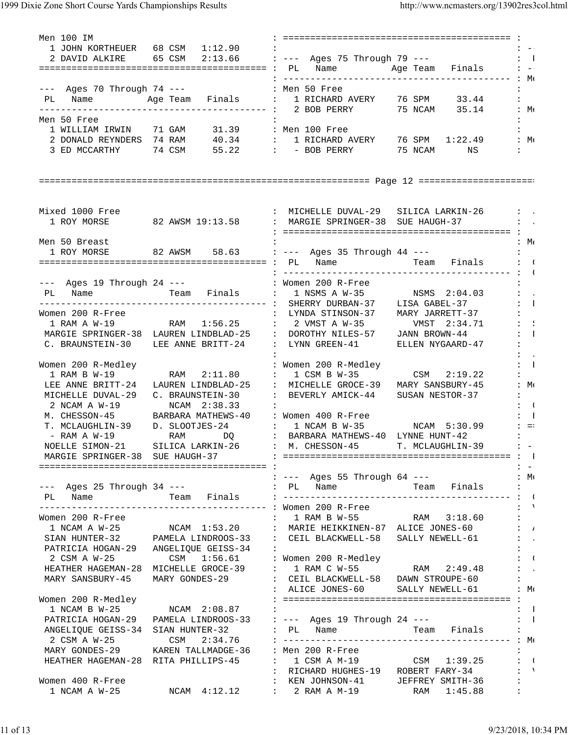```
Men 100 IM
  1 JOHN KORTHEUER   68 CSM   1:12.90
  2 DAVID ALKIRE     65 CSM   2:13.66
=========================================

--- Ages 70 Through 74 ---
 PL   Name          Age Team   Finals
-----------------------------------------
Men 50 Free
  1 WILLIAM IRWIN    71 GAM     31.39
  2 DONALD REYNDERS  74 RAM     40.34
  3 ED MCCARTHY      74 CSM     55.22

=========================================
--- Ages 75 Through 79 ---
 PL   Name          Age Team   Finals
-----------------------------------------
Men 50 Free
  1 RICHARD AVERY    76 SPM     33.44
  2 BOB PERRY        75 NCAM    35.14

Men 100 Free
  1 RICHARD AVERY    76 SPM   1:22.49
  - BOB PERRY        75 NCAM      NS
```

```
Mixed 1000 Free
  1 ROY MORSE        82 AWSM 19:13.58

Men 50 Breast
  1 ROY MORSE        82 AWSM    58.63
=========================================

--- Ages 19 Through 24 ---
 PL   Name               Team   Finals
-----------------------------------------
Women 200 R-Free
  1 RAM A W-19          RAM   1:56.25
 MARGIE SPRINGER-38  LAUREN LINDBLAD-25
 C. BRAUNSTEIN-30    LEE ANNE BRITT-24

Women 200 R-Medley
  1 RAM B W-19          RAM   2:11.80
 LEE ANNE BRITT-24   LAUREN LINDBLAD-25
 MICHELLE DUVAL-29   C. BRAUNSTEIN-30
  2 NCAM A W-19        NCAM  2:38.33
 M. CHESSON-45       BARBARA MATHEWS-40
 T. MCLAUGHLIN-39    D. SLOOTJES-24
  - RAM A W-19          RAM       DQ
 NOELLE SIMON-21     SILICA LARKIN-26
 MARGIE SPRINGER-38  SUE HAUGH-37
=========================================

--- Ages 25 Through 34 ---
 PL   Name               Team   Finals
-----------------------------------------
Women 200 R-Free
  1 NCAM A W-25        NCAM  1:53.20
 SIAN HUNTER-32      PAMELA LINDROOS-33
 PATRICIA HOGAN-29   ANGELIQUE GEISS-34
  2 CSM A W-25          CSM   1:56.61
 HEATHER HAGEMAN-28  MICHELLE GROCE-39
 MARY SANSBURY-45    MARY GONDES-29

Women 200 R-Medley
  1 NCAM B W-25        NCAM  2:08.87
 PATRICIA HOGAN-29   PAMELA LINDROOS-33
 ANGELIQUE GEISS-34  SIAN HUNTER-32
  2 CSM A W-25          CSM   2:34.76
 MARY GONDES-29      KAREN TALLMADGE-36
 HEATHER HAGEMAN-28  RITA PHILLIPS-45

Women 400 R-Free
  1 NCAM A W-25        NCAM  4:12.12
 MICHELLE DUVAL-29   SILICA LARKIN-26
 MARGIE SPRINGER-38  SUE HAUGH-37
=========================================

--- Ages 35 Through 44 ---
 PL   Name               Team   Finals
-----------------------------------------
Women 200 R-Free
  1 NSMS A W-35        NSMS  2:04.03
 SHERRY DURBAN-37    LISA GABEL-37
 LYNDA STINSON-37    MARY JARRETT-37
  2 VMST A W-35        VMST  2:34.71
 DOROTHY NILES-57    JANN BROWN-44
 LYNN GREEN-41       ELLEN NYGAARD-47

Women 200 R-Medley
  1 CSM B W-35          CSM   2:19.22
 MICHELLE GROCE-39   MARY SANSBURY-45
 BEVERLY AMICK-44    SUSAN NESTOR-37

Women 400 R-Free
  1 NCAM B W-35        NCAM  5:30.99
 BARBARA MATHEWS-40  LYNNE HUNT-42
 M. CHESSON-45       T. MCLAUGHLIN-39
=========================================

--- Ages 55 Through 64 ---
 PL   Name               Team   Finals
-----------------------------------------
Women 200 R-Free
  1 RAM B W-55          RAM   3:18.60
 MARIE HEIKKINEN-87  ALICE JONES-60
 CEIL BLACKWELL-58   SALLY NEWELL-61

Women 200 R-Medley
  1 RAM C W-55          RAM   2:49.48
 CEIL BLACKWELL-58   DAWN STROUPE-60
 ALICE JONES-60      SALLY NEWELL-61
=========================================

--- Ages 19 Through 24 ---
 PL   Name               Team   Finals
-----------------------------------------
Men 200 R-Free
  1 CSM A M-19          CSM   1:39.25
 RICHARD HUGHES-19   ROBERT FARY-34
 KEN JOHNSON-41      JEFFREY SMITH-36
  2 RAM A M-19          RAM   1:45.88
```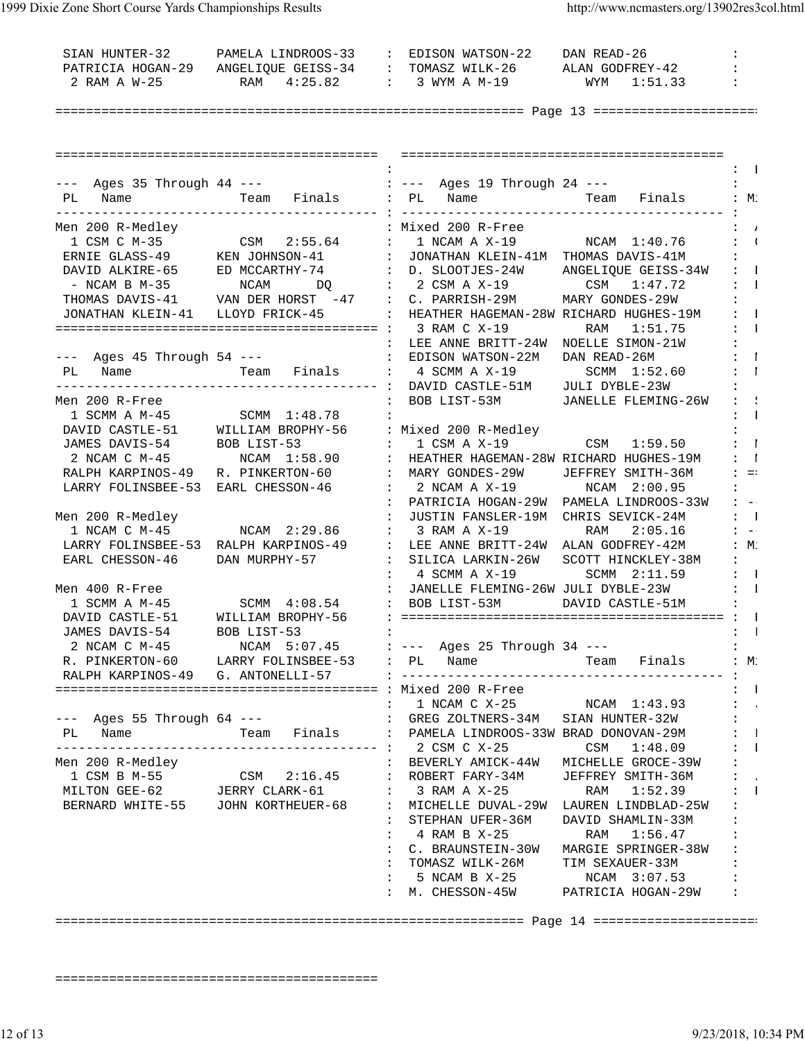```
 SIAN HUNTER-32      PAMELA LINDROOS-33    : EDISON WATSON-22    DAN READ-26           :
 PATRICIA HOGAN-29   ANGELIQUE GEISS-34    : TOMASZ WILK-26      ALAN GODFREY-42       :
  2 RAM A W-25         RAM   4:25.82       :  3 WYM A M-19         WYM  1:51.33        :
```

```
=========================================   =========================================
                                          :                                           :
--- Ages 35 Through 44 ---                : --- Ages 19 Through 24 ---                :
 PL   Name              Team   Finals     : PL   Name              Team   Finals      :
----------------------------------------- : ----------------------------------------- :
Men 200 R-Medley                          : Mixed 200 R-Free                          :
  1 CSM C M-35          CSM   2:55.64     :   1 NCAM A X-19         NCAM  1:40.76     :
 ERNIE GLASS-49      KEN JOHNSON-41       : JONATHAN KLEIN-41M  THOMAS DAVIS-41M      :
 DAVID ALKIRE-65     ED MCCARTHY-74       : D. SLOOTJES-24W     ANGELIQUE GEISS-34W   :
  - NCAM B M-35         NCAM      DQ      :   2 CSM A X-19          CSM   1:47.72     :
 THOMAS DAVIS-41     VAN DER HORST  -47   : C. PARRISH-29M      MARY GONDES-29W       :
 JONATHAN KLEIN-41   LLOYD FRICK-45       : HEATHER HAGEMAN-28W RICHARD HUGHES-19M    :
========================================= :   3 RAM C X-19          RAM   1:51.75     :
                                          : LEE ANNE BRITT-24W  NOELLE SIMON-21W      :
--- Ages 45 Through 54 ---                : EDISON WATSON-22M   DAN READ-26M          :
 PL   Name              Team   Finals     :   4 SCMM A X-19         SCMM  1:52.60     :
----------------------------------------- : DAVID CASTLE-51M    JULI DYBLE-23W        :
Men 200 R-Free                            : BOB LIST-53M        JANELLE FLEMING-26W   :
  1 SCMM A M-45         SCMM  1:48.78     :                                           :
 DAVID CASTLE-51     WILLIAM BROPHY-56    : Mixed 200 R-Medley                        :
 JAMES DAVIS-54      BOB LIST-53          :   1 CSM A X-19          CSM   1:59.50     :
  2 NCAM C M-45         NCAM  1:58.90     : HEATHER HAGEMAN-28W RICHARD HUGHES-19M    :
 RALPH KARPINOS-49   R. PINKERTON-60      : MARY GONDES-29W     JEFFREY SMITH-36M     :
 LARRY FOLINSBEE-53  EARL CHESSON-46      :   2 NCAM A X-19         NCAM  2:00.95     :
                                          : PATRICIA HOGAN-29W  PAMELA LINDROOS-33W   :
Men 200 R-Medley                          : JUSTIN FANSLER-19M  CHRIS SEVICK-24M      :
  1 NCAM C M-45         NCAM  2:29.86     :   3 RAM A X-19          RAM   2:05.16     :
 LARRY FOLINSBEE-53  RALPH KARPINOS-49    : LEE ANNE BRITT-24W  ALAN GODFREY-42M      :
 EARL CHESSON-46     DAN MURPHY-57        : SILICA LARKIN-26W   SCOTT HINCKLEY-38M    :
                                          :   4 SCMM A X-19         SCMM  2:11.59     :
Men 400 R-Free                            : JANELLE FLEMING-26W JULI DYBLE-23W        :
  1 SCMM A M-45         SCMM  4:08.54     : BOB LIST-53M        DAVID CASTLE-51M      :
 DAVID CASTLE-51     WILLIAM BROPHY-56    : ========================================= :
 JAMES DAVIS-54      BOB LIST-53          :                                           :
  2 NCAM C M-45         NCAM  5:07.45     : --- Ages 25 Through 34 ---                :
 R. PINKERTON-60     LARRY FOLINSBEE-53   : PL   Name              Team   Finals      :
 RALPH KARPINOS-49   G. ANTONELLI-57      : ----------------------------------------- :
========================================= : Mixed 200 R-Free                          :
                                          :   1 NCAM C X-25         NCAM  1:43.93     :
--- Ages 55 Through 64 ---                : GREG ZOLTNERS-34M   SIAN HUNTER-32W       :
 PL   Name              Team   Finals     : PAMELA LINDROOS-33W BRAD DONOVAN-29M      :
----------------------------------------- :   2 CSM C X-25          CSM   1:48.09     :
Men 200 R-Medley                          : BEVERLY AMICK-44W   MICHELLE GROCE-39W    :
  1 CSM B M-55          CSM   2:16.45     : ROBERT FARY-34M     JEFFREY SMITH-36M     :
 MILTON GEE-62       JERRY CLARK-61       :   3 RAM A X-25          RAM   1:52.39     :
 BERNARD WHITE-55    JOHN KORTHEUER-68    : MICHELLE DUVAL-29W  LAUREN LINDBLAD-25W   :
                                          : STEPHAN UFER-36M    DAVID SHAMLIN-33M     :
                                          :   4 RAM B X-25          RAM   1:56.47     :
                                          : C. BRAUNSTEIN-30W   MARGIE SPRINGER-38W   :
                                          : TOMASZ WILK-26M     TIM SEXAUER-33M       :
                                          :   5 NCAM B X-25         NCAM  3:07.53     :
                                          : M. CHESSON-45W      PATRICIA HOGAN-29W    :
```

```
=========================================
```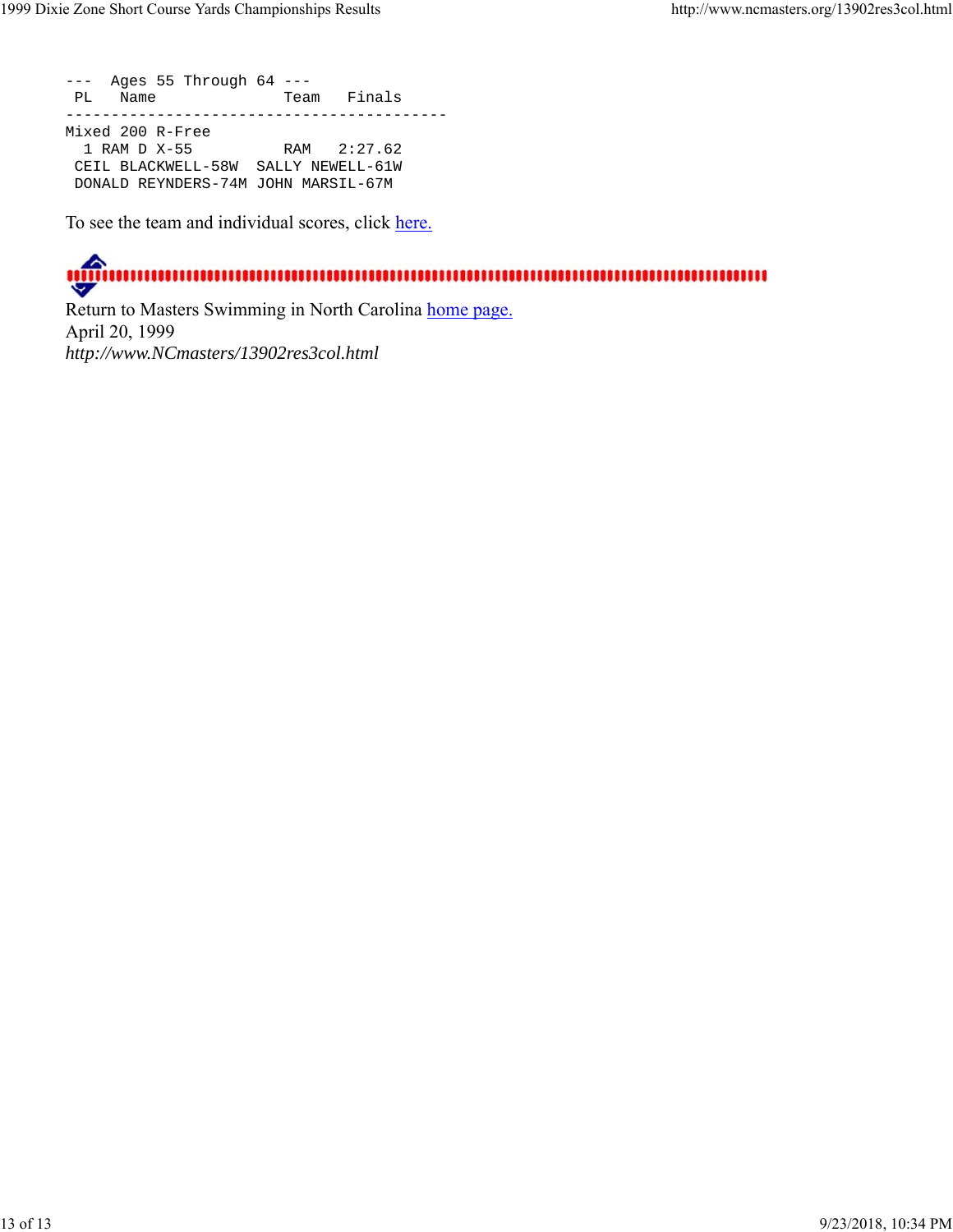```
---  Ages 55 Through 64 ---
 PL   Name                Team   Finals
------------------------------------------
Mixed 200 R-Free
  1 RAM D X-55          RAM   2:27.62
 CEIL BLACKWELL-58W  SALLY NEWELL-61W
 DONALD REYNDERS-74M JOHN MARSIL-67M
```

To see the team and individual scores, click here.

Return to Masters Swimming in North Carolina home page.
April 20, 1999
*http://www.NCmasters/13902res3col.html*